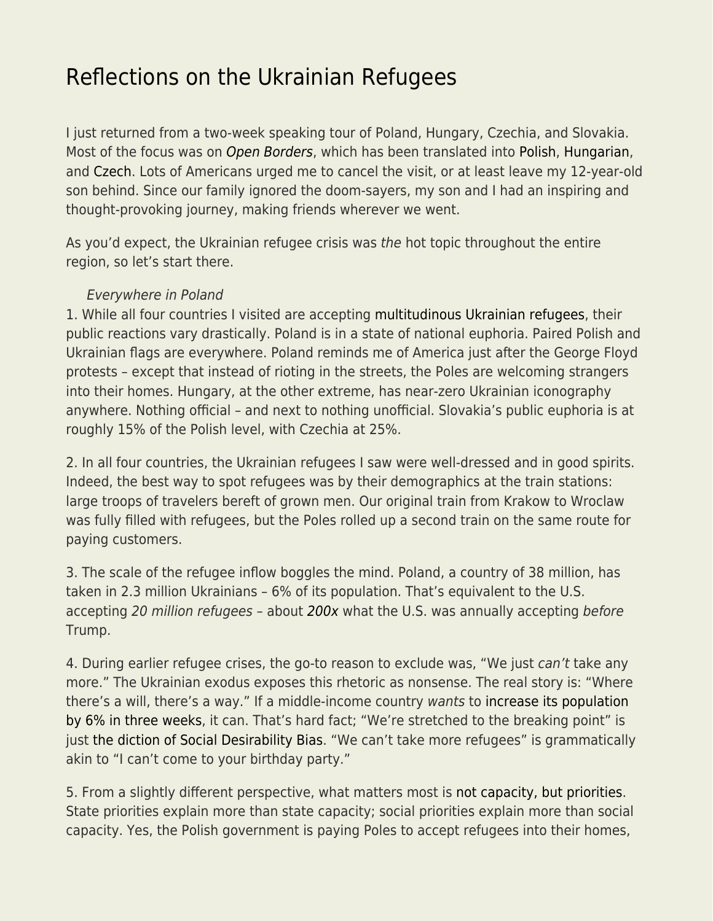# Reflections on the Ukrainian Refugees

I just returned from a two-week speaking tour of Poland, Hungary, Czechia, and Slovakia. Most of the focus was on *Open Borders*, which has been translated into Polish, Hungarian, and Czech. Lots of Americans urged me to cancel the visit, or at least leave my 12-year-old son behind. Since our family ignored the doom-sayers, my son and I had an inspiring and thought-provoking journey, making friends wherever we went.

As you'd expect, the Ukrainian refugee crisis was *the* hot topic throughout the entire region, so let's start there.

*Everywhere in Poland*

1. While all four countries I visited are accepting multitudinous Ukrainian refugees, their public reactions vary drastically. Poland is in a state of national euphoria. Paired Polish and Ukrainian flags are everywhere. Poland reminds me of America just after the George Floyd protests – except that instead of rioting in the streets, the Poles are welcoming strangers into their homes. Hungary, at the other extreme, has near-zero Ukrainian iconography anywhere. Nothing official – and next to nothing unofficial. Slovakia's public euphoria is at roughly 15% of the Polish level, with Czechia at 25%.

2. In all four countries, the Ukrainian refugees I saw were well-dressed and in good spirits. Indeed, the best way to spot refugees was by their demographics at the train stations: large troops of travelers bereft of grown men. Our original train from Krakow to Wroclaw was fully filled with refugees, but the Poles rolled up a second train on the same route for paying customers.

3. The scale of the refugee inflow boggles the mind. Poland, a country of 38 million, has taken in 2.3 million Ukrainians – 6% of its population. That's equivalent to the U.S. accepting *20 million refugees* – about *200x* what the U.S. was annually accepting *before* Trump.

4. During earlier refugee crises, the go-to reason to exclude was, "We just *can't* take any more." The Ukrainian exodus exposes this rhetoric as nonsense. The real story is: "Where there's a will, there's a way." If a middle-income country *wants* to increase its population by 6% in three weeks, it can. That's hard fact; "We're stretched to the breaking point" is just the diction of Social Desirability Bias. "We can't take more refugees" is grammatically akin to "I can't come to your birthday party."

5. From a slightly different perspective, what matters most is not capacity, but priorities. State priorities explain more than state capacity; social priorities explain more than social capacity. Yes, the Polish government is paying Poles to accept refugees into their homes,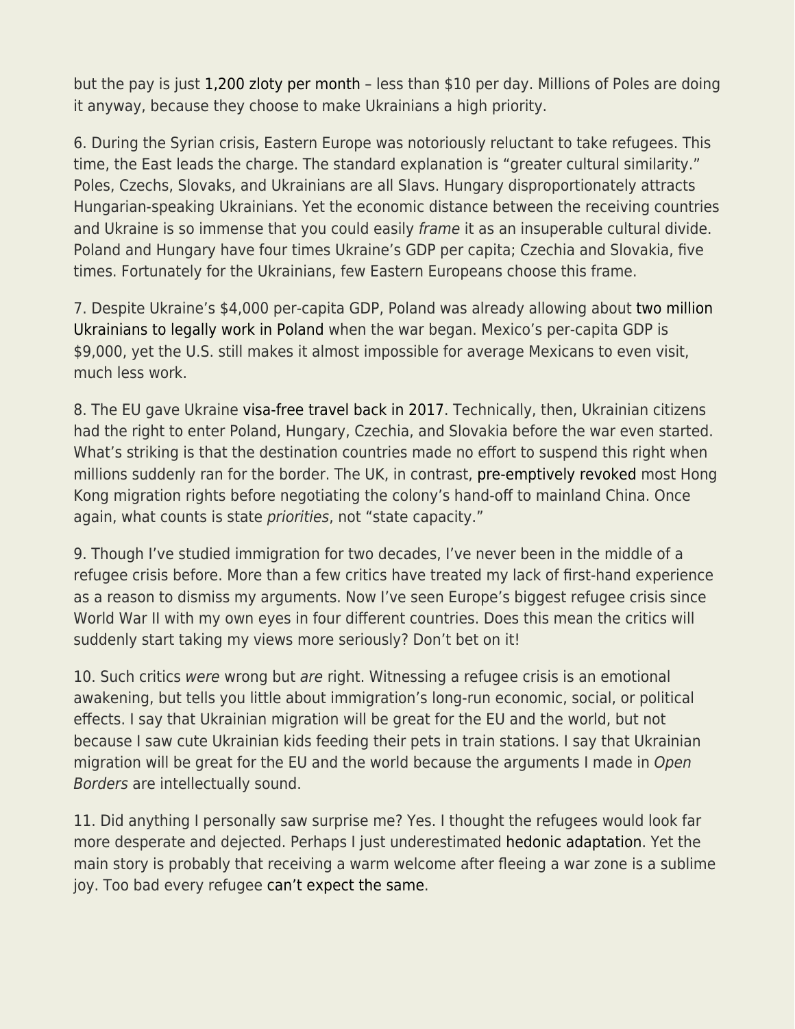but the pay is just 1,200 zloty per month – less than $10 per day. Millions of Poles are doing it anyway, because they choose to make Ukrainians a high priority.

6. During the Syrian crisis, Eastern Europe was notoriously reluctant to take refugees. This time, the East leads the charge. The standard explanation is "greater cultural similarity." Poles, Czechs, Slovaks, and Ukrainians are all Slavs. Hungary disproportionately attracts Hungarian-speaking Ukrainians. Yet the economic distance between the receiving countries and Ukraine is so immense that you could easily *frame* it as an insuperable cultural divide. Poland and Hungary have four times Ukraine's GDP per capita; Czechia and Slovakia, five times. Fortunately for the Ukrainians, few Eastern Europeans choose this frame.

7. Despite Ukraine's $4,000 per-capita GDP, Poland was already allowing about two million Ukrainians to legally work in Poland when the war began. Mexico's per-capita GDP is $9,000, yet the U.S. still makes it almost impossible for average Mexicans to even visit, much less work.

8. The EU gave Ukraine visa-free travel back in 2017. Technically, then, Ukrainian citizens had the right to enter Poland, Hungary, Czechia, and Slovakia before the war even started. What's striking is that the destination countries made no effort to suspend this right when millions suddenly ran for the border. The UK, in contrast, pre-emptively revoked most Hong Kong migration rights before negotiating the colony's hand-off to mainland China. Once again, what counts is state *priorities*, not "state capacity."

9. Though I've studied immigration for two decades, I've never been in the middle of a refugee crisis before. More than a few critics have treated my lack of first-hand experience as a reason to dismiss my arguments. Now I've seen Europe's biggest refugee crisis since World War II with my own eyes in four different countries. Does this mean the critics will suddenly start taking my views more seriously? Don't bet on it!

10. Such critics *were* wrong but *are* right. Witnessing a refugee crisis is an emotional awakening, but tells you little about immigration's long-run economic, social, or political effects. I say that Ukrainian migration will be great for the EU and the world, but not because I saw cute Ukrainian kids feeding their pets in train stations. I say that Ukrainian migration will be great for the EU and the world because the arguments I made in *Open Borders* are intellectually sound.

11. Did anything I personally saw surprise me? Yes. I thought the refugees would look far more desperate and dejected. Perhaps I just underestimated hedonic adaptation. Yet the main story is probably that receiving a warm welcome after fleeing a war zone is a sublime joy. Too bad every refugee can't expect the same.